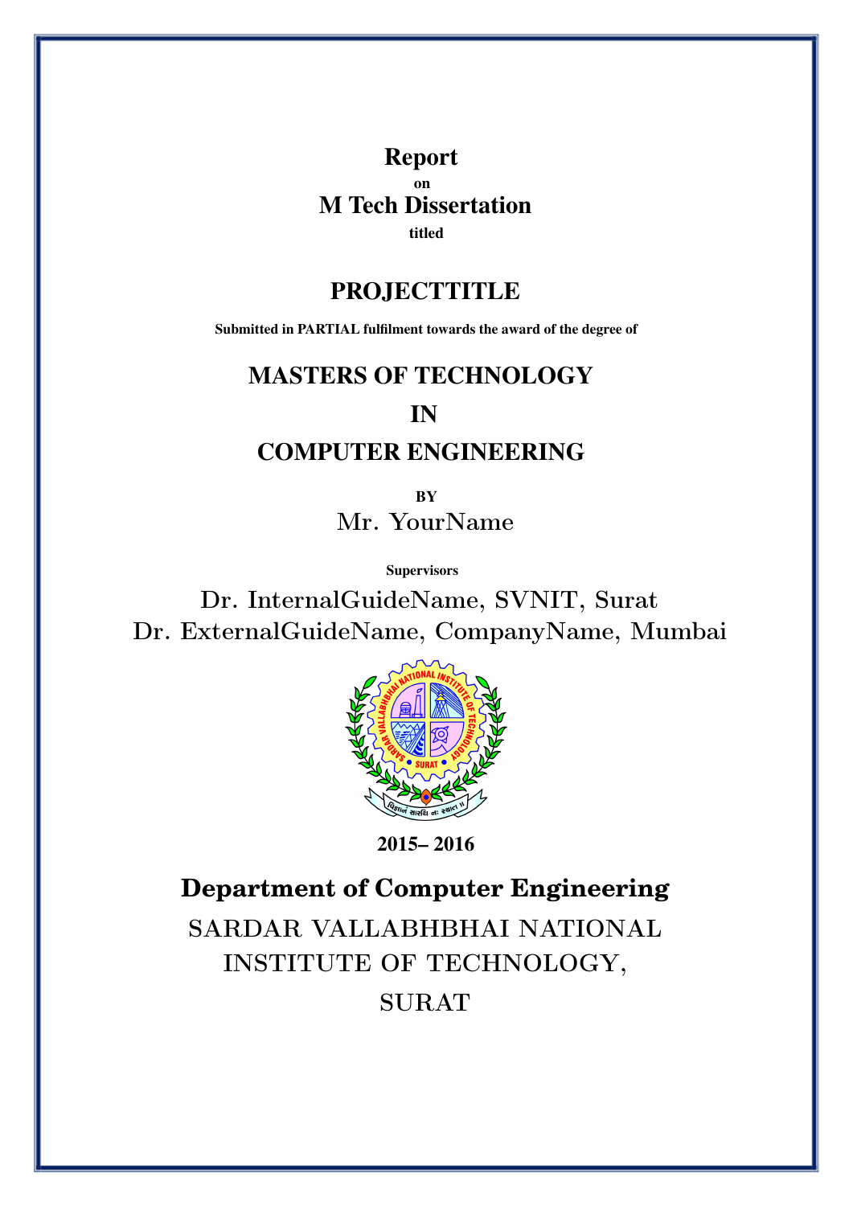**Report**

**on**

**M Tech Dissertation**

**titled**

# PROJECTTITLE

**Submitted in PARTIAL fulfilment towards the award of the degree of**

## MASTERS OF TECHNOLOGY

## IN

## COMPUTER ENGINEERING

**BY**

Mr. YourName

**Supervisors**

Dr. InternalGuideName, SVNIT, Surat

Dr. ExternalGuideName, CompanyName, Mumbai

**2015– 2016**

## Department of Computer Engineering

SARDAR VALLABHBHAI NATIONAL INSTITUTE OF TECHNOLOGY,

SURAT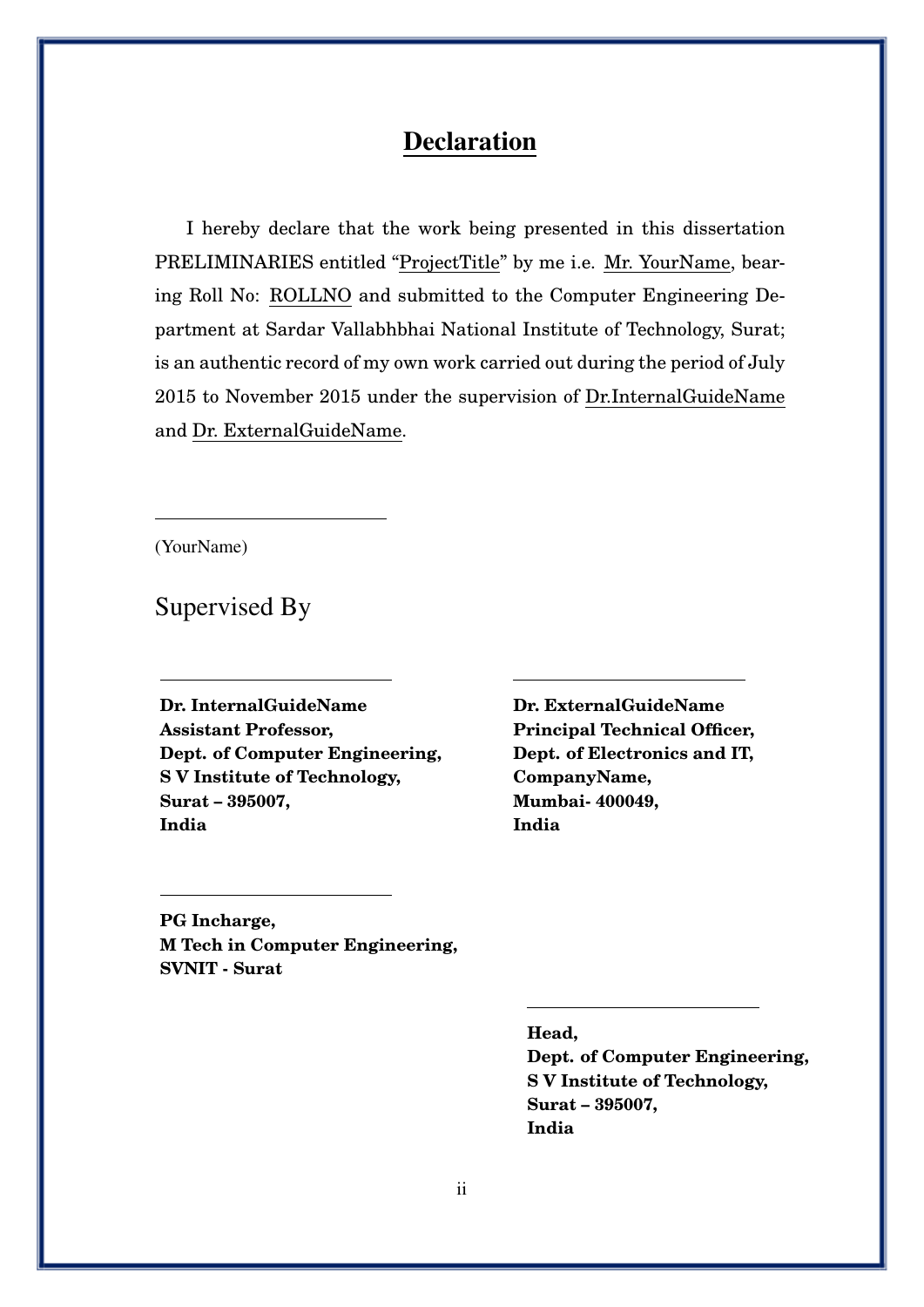# Declaration

I hereby declare that the work being presented in this dissertation PRELIMINARIES entitled "ProjectTitle" by me i.e. Mr. YourName, bearing Roll No: ROLLNO and submitted to the Computer Engineering Department at Sardar Vallabhbhai National Institute of Technology, Surat; is an authentic record of my own work carried out during the period of July 2015 to November 2015 under the supervision of Dr.InternalGuideName and Dr. ExternalGuideName.

______________________

(YourName)

## Supervised By

______________________

**Dr. InternalGuideName**
**Assistant Professor,**
**Dept. of Computer Engineering,**
**S V Institute of Technology,**
**Surat – 395007,**
**India**

______________________

**Dr. ExternalGuideName**
**Principal Technical Officer,**
**Dept. of Electronics and IT,**
**CompanyName,**
**Mumbai- 400049,**
**India**

______________________

**PG Incharge,**
**M Tech in Computer Engineering,**
**SVNIT - Surat**

______________________

**Head,**
**Dept. of Computer Engineering,**
**S V Institute of Technology,**
**Surat – 395007,**
**India**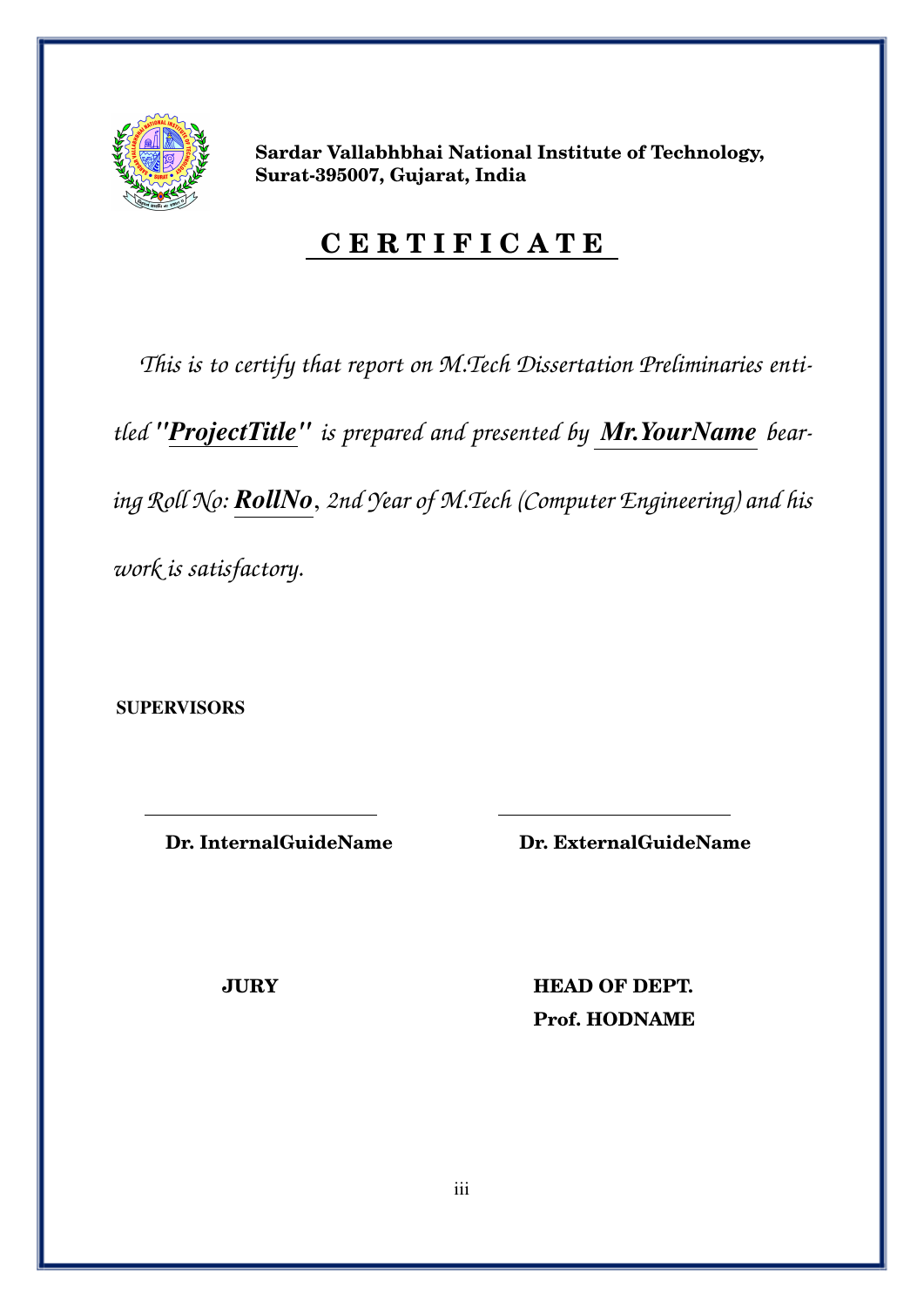**Sardar Vallabhbhai National Institute of Technology,**
**Surat-395007, Gujarat, India**

# C E R T I F I C A T E

*This is to certify that report on M.Tech Dissertation Preliminaries entitled* ***"ProjectTitle"*** *is prepared and presented by* ***Mr.YourName*** *bearing Roll No:* ***RollNo****, 2nd Year of M.Tech (Computer Engineering) and his work is satisfactory.*

**SUPERVISORS**

| | |
|---|---|
| **Dr. InternalGuideName** | **Dr. ExternalGuideName** |

| | |
|---|---|
| **JURY** | **HEAD OF DEPT.** |
| | **Prof. HODNAME** |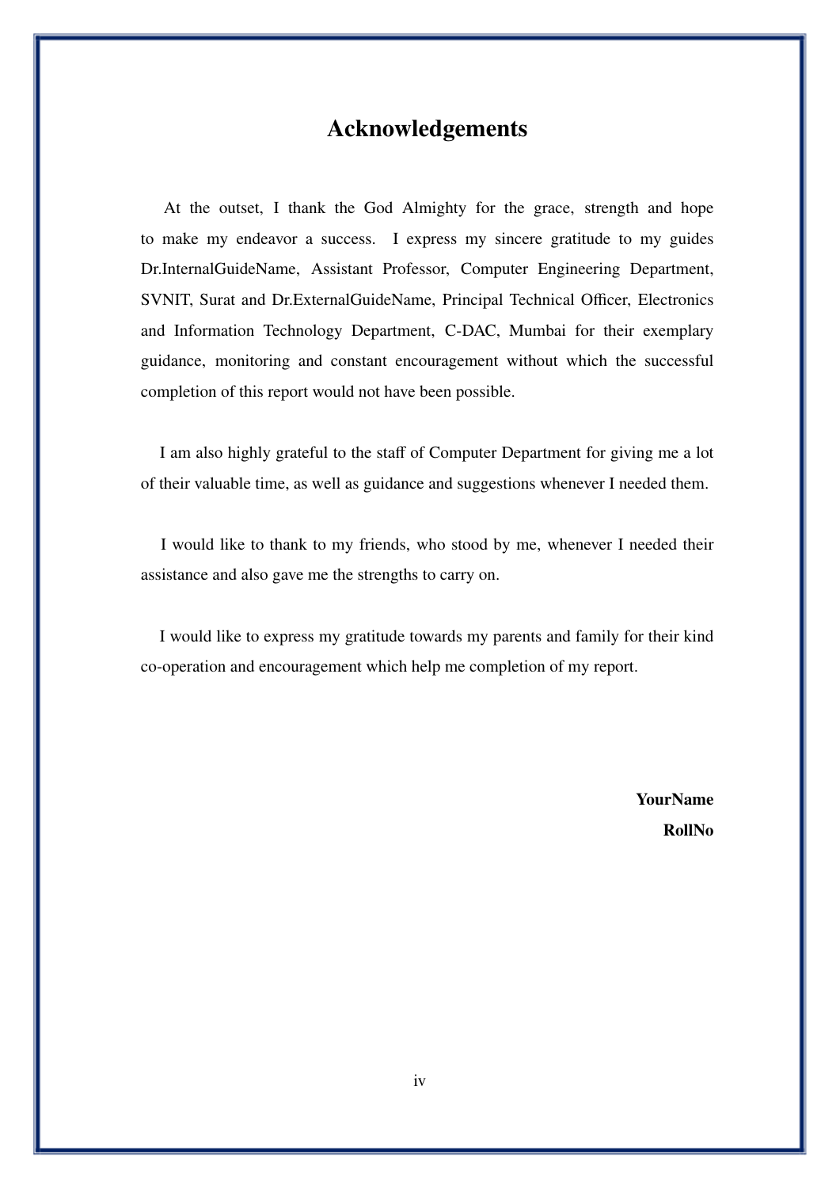# Acknowledgements

At the outset, I thank the God Almighty for the grace, strength and hope to make my endeavor a success. I express my sincere gratitude to my guides Dr.InternalGuideName, Assistant Professor, Computer Engineering Department, SVNIT, Surat and Dr.ExternalGuideName, Principal Technical Officer, Electronics and Information Technology Department, C-DAC, Mumbai for their exemplary guidance, monitoring and constant encouragement without which the successful completion of this report would not have been possible.

I am also highly grateful to the staff of Computer Department for giving me a lot of their valuable time, as well as guidance and suggestions whenever I needed them.

I would like to thank to my friends, who stood by me, whenever I needed their assistance and also gave me the strengths to carry on.

I would like to express my gratitude towards my parents and family for their kind co-operation and encouragement which help me completion of my report.

**YourName**

**RollNo**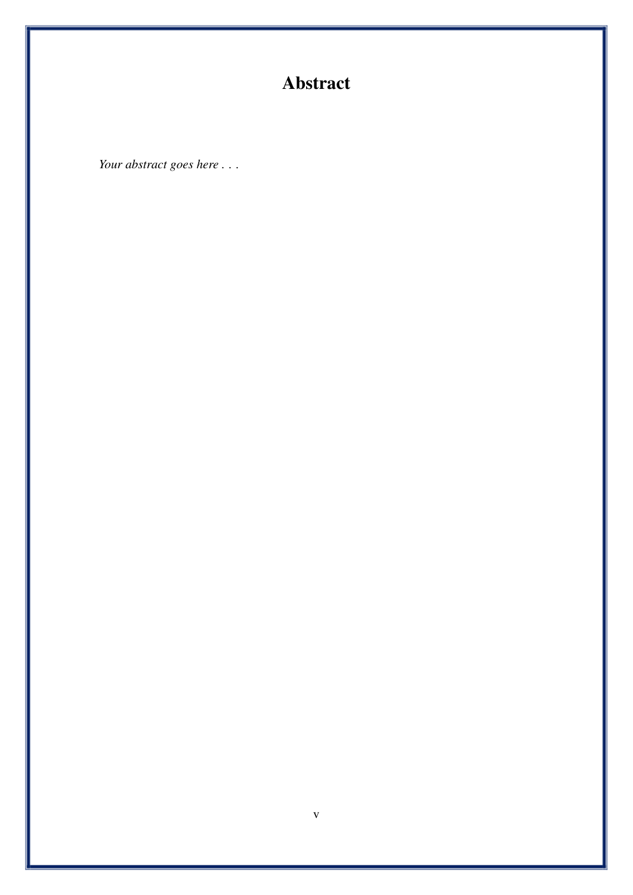# Abstract

*Your abstract goes here . . .*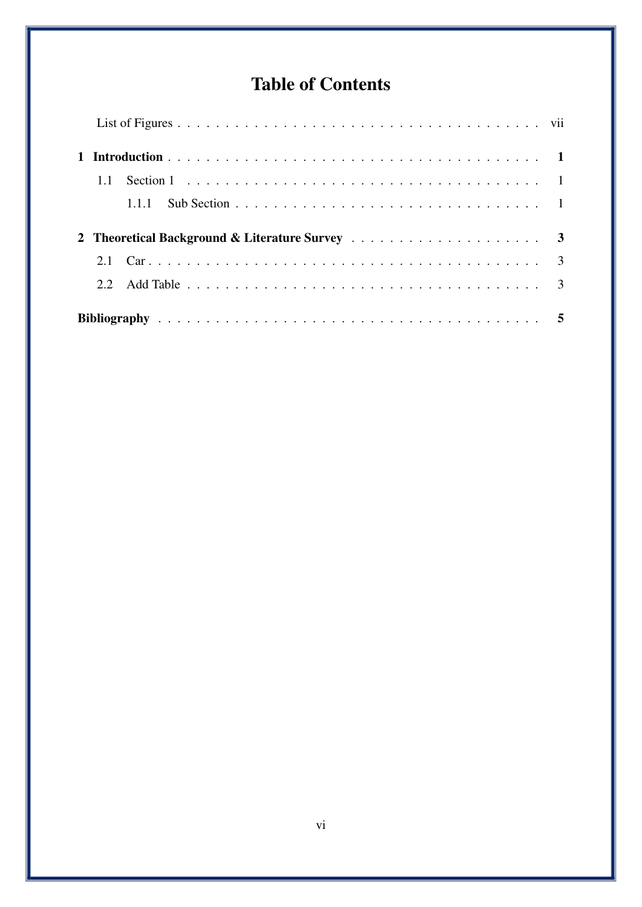# Table of Contents

List of Figures . . . . . . . . . . . . . . . . . . . . . . . . . . . . . . . . . . . . . . . vii

**1 Introduction** . . . . . . . . . . . . . . . . . . . . . . . . . . . . . . . . . . . . . . . **1**

1.1 Section 1 . . . . . . . . . . . . . . . . . . . . . . . . . . . . . . . . . . . . . . . 1

1.1.1 Sub Section . . . . . . . . . . . . . . . . . . . . . . . . . . . . . . . . . . 1

**2 Theoretical Background & Literature Survey** . . . . . . . . . . . . . . . . . . . . . **3**

2.1 Car . . . . . . . . . . . . . . . . . . . . . . . . . . . . . . . . . . . . . . . . . 3

2.2 Add Table . . . . . . . . . . . . . . . . . . . . . . . . . . . . . . . . . . . . . . 3

**Bibliography** . . . . . . . . . . . . . . . . . . . . . . . . . . . . . . . . . . . . . . . **5**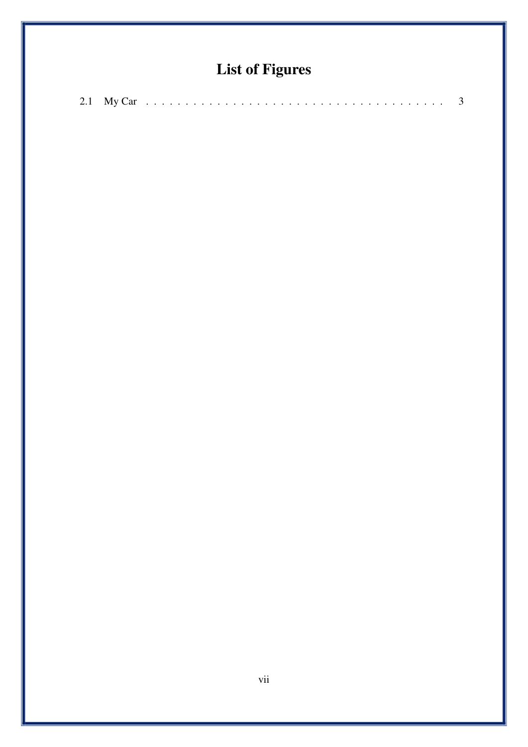# List of Figures

2.1 My Car . . . . . . . . . . . . . . . . . . . . . . . . . . . . . . . . . . . . . . . 3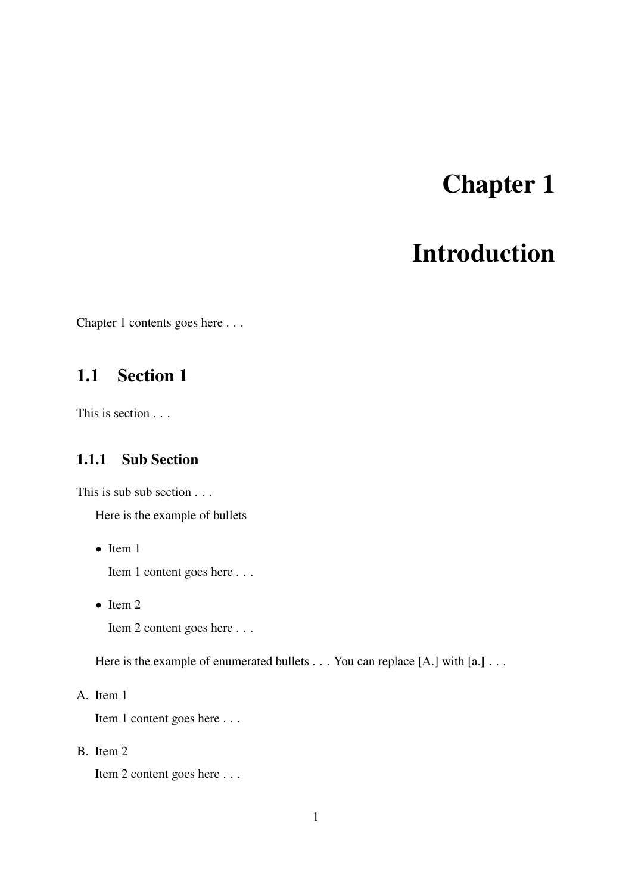# Chapter 1

# Introduction

Chapter 1 contents goes here . . .

## 1.1 Section 1

This is section . . .

### 1.1.1 Sub Section

This is sub sub section . . .

Here is the example of bullets

- Item 1

  Item 1 content goes here . . .

- Item 2

  Item 2 content goes here . . .

Here is the example of enumerated bullets . . . You can replace [A.] with [a.] . . .

A. Item 1

   Item 1 content goes here . . .

B. Item 2

   Item 2 content goes here . . .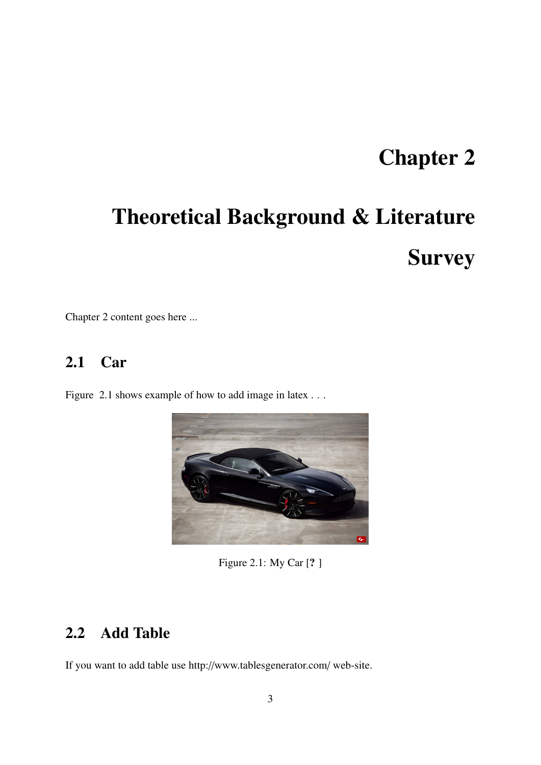# Chapter 2

# Theoretical Background & Literature Survey

Chapter 2 content goes here ...

## 2.1 Car

Figure 2.1 shows example of how to add image in latex . . .

Figure 2.1: My Car [? ]

## 2.2 Add Table

If you want to add table use http://www.tablesgenerator.com/ web-site.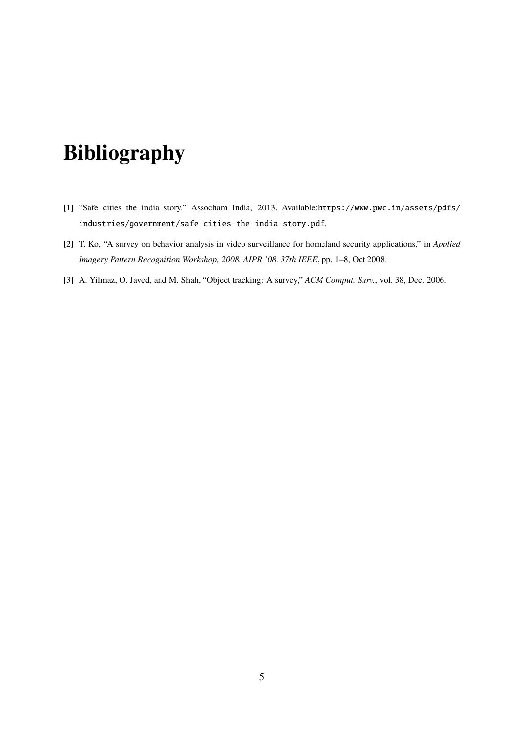# Bibliography

[1] "Safe cities the india story." Assocham India, 2013. Available:https://www.pwc.in/assets/pdfs/industries/government/safe-cities-the-india-story.pdf.

[2] T. Ko, "A survey on behavior analysis in video surveillance for homeland security applications," in *Applied Imagery Pattern Recognition Workshop, 2008. AIPR '08. 37th IEEE*, pp. 1–8, Oct 2008.

[3] A. Yilmaz, O. Javed, and M. Shah, "Object tracking: A survey," *ACM Comput. Surv.*, vol. 38, Dec. 2006.